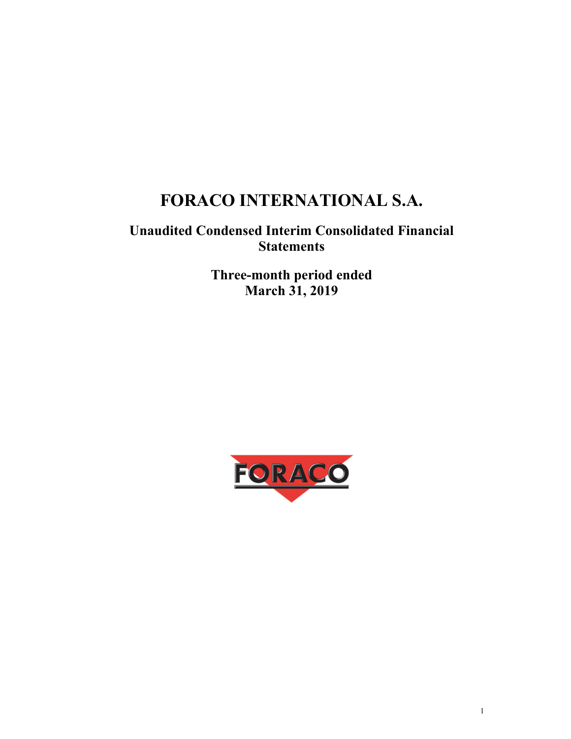# FORACO INTERNATIONAL S.A.

## Unaudited Condensed Interim Consolidated Financial Statements

## Three-month period ended March 31, 2019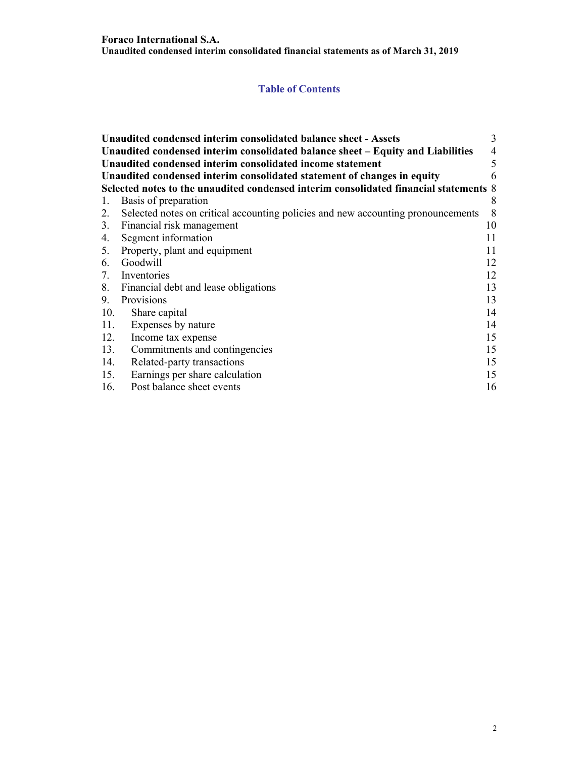## Table of Contents

| | |
|---|---|
| **Unaudited condensed interim consolidated balance sheet - Assets** | 3 |
| **Unaudited condensed interim consolidated balance sheet – Equity and Liabilities** | 4 |
| **Unaudited condensed interim consolidated income statement** | 5 |
| **Unaudited condensed interim consolidated statement of changes in equity** | 6 |
| **Selected notes to the unaudited condensed interim consolidated financial statements** | 8 |
| 1. Basis of preparation | 8 |
| 2. Selected notes on critical accounting policies and new accounting pronouncements | 8 |
| 3. Financial risk management | 10 |
| 4. Segment information | 11 |
| 5. Property, plant and equipment | 11 |
| 6. Goodwill | 12 |
| 7. Inventories | 12 |
| 8. Financial debt and lease obligations | 13 |
| 9. Provisions | 13 |
| 10. Share capital | 14 |
| 11. Expenses by nature | 14 |
| 12. Income tax expense | 15 |
| 13. Commitments and contingencies | 15 |
| 14. Related-party transactions | 15 |
| 15. Earnings per share calculation | 15 |
| 16. Post balance sheet events | 16 |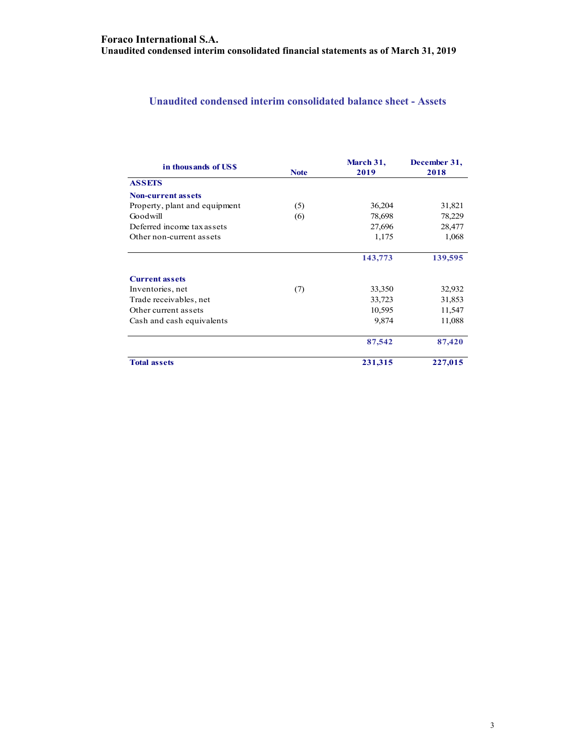**Foraco International S.A.**
**Unaudited condensed interim consolidated financial statements as of March 31, 2019**

## Unaudited condensed interim consolidated balance sheet - Assets

| in thousands of US$ | Note | March 31, 2019 | December 31, 2018 |
|---|---|---|---|
| **ASSETS** | | | |
| **Non-current assets** | | | |
| Property, plant and equipment | (5) | 36,204 | 31,821 |
| Goodwill | (6) | 78,698 | 78,229 |
| Deferred income tax assets | | 27,696 | 28,477 |
| Other non-current assets | | 1,175 | 1,068 |
| | | **143,773** | **139,595** |
| **Current assets** | | | |
| Inventories, net | (7) | 33,350 | 32,932 |
| Trade receivables, net | | 33,723 | 31,853 |
| Other current assets | | 10,595 | 11,547 |
| Cash and cash equivalents | | 9,874 | 11,088 |
| | | **87,542** | **87,420** |
| **Total assets** | | **231,315** | **227,015** |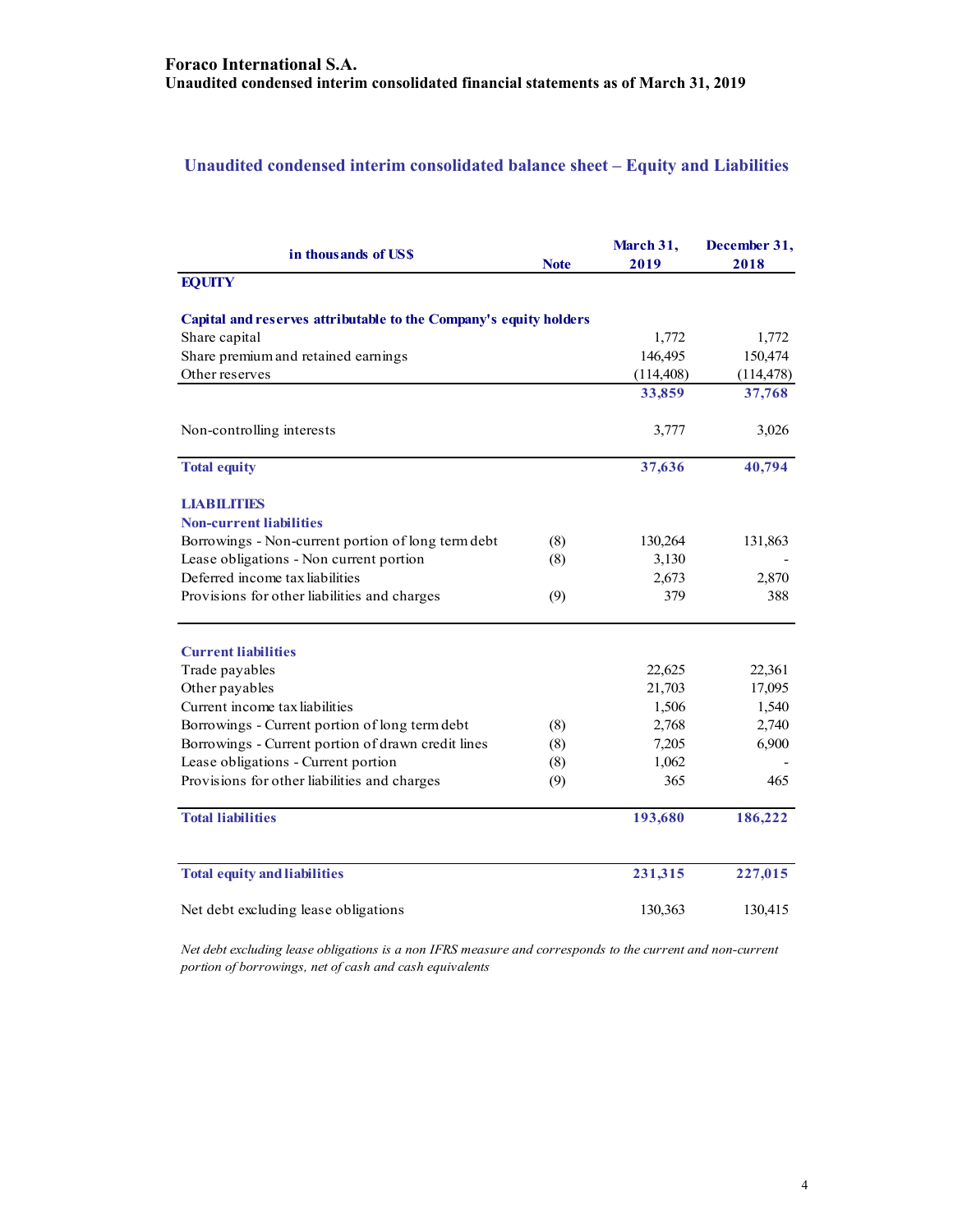**Foraco International S.A.**
**Unaudited condensed interim consolidated financial statements as of March 31, 2019**

## Unaudited condensed interim consolidated balance sheet – Equity and Liabilities

| in thousands of US$ | Note | March 31, 2019 | December 31, 2018 |
|---|---|---|---|
| **EQUITY** | | | |
| | | | |
| **Capital and reserves attributable to the Company's equity holders** | | | |
| Share capital | | 1,772 | 1,772 |
| Share premium and retained earnings | | 146,495 | 150,474 |
| Other reserves | | (114,408) | (114,478) |
| | | **33,859** | **37,768** |
| | | | |
| Non-controlling interests | | 3,777 | 3,026 |
| | | | |
| **Total equity** | | **37,636** | **40,794** |
| | | | |
| **LIABILITIES** | | | |
| **Non-current liabilities** | | | |
| Borrowings - Non-current portion of long term debt | (8) | 130,264 | 131,863 |
| Lease obligations - Non current portion | (8) | 3,130 | - |
| Deferred income tax liabilities | | 2,673 | 2,870 |
| Provisions for other liabilities and charges | (9) | 379 | 388 |
| | | | |
| **Current liabilities** | | | |
| Trade payables | | 22,625 | 22,361 |
| Other payables | | 21,703 | 17,095 |
| Current income tax liabilities | | 1,506 | 1,540 |
| Borrowings - Current portion of long term debt | (8) | 2,768 | 2,740 |
| Borrowings - Current portion of drawn credit lines | (8) | 7,205 | 6,900 |
| Lease obligations - Current portion | (8) | 1,062 | - |
| Provisions for other liabilities and charges | (9) | 365 | 465 |
| | | | |
| **Total liabilities** | | **193,680** | **186,222** |
| | | | |
| **Total equity and liabilities** | | **231,315** | **227,015** |
| | | | |
| Net debt excluding lease obligations | | 130,363 | 130,415 |

*Net debt excluding lease obligations is a non IFRS measure and corresponds to the current and non-current portion of borrowings, net of cash and cash equivalents*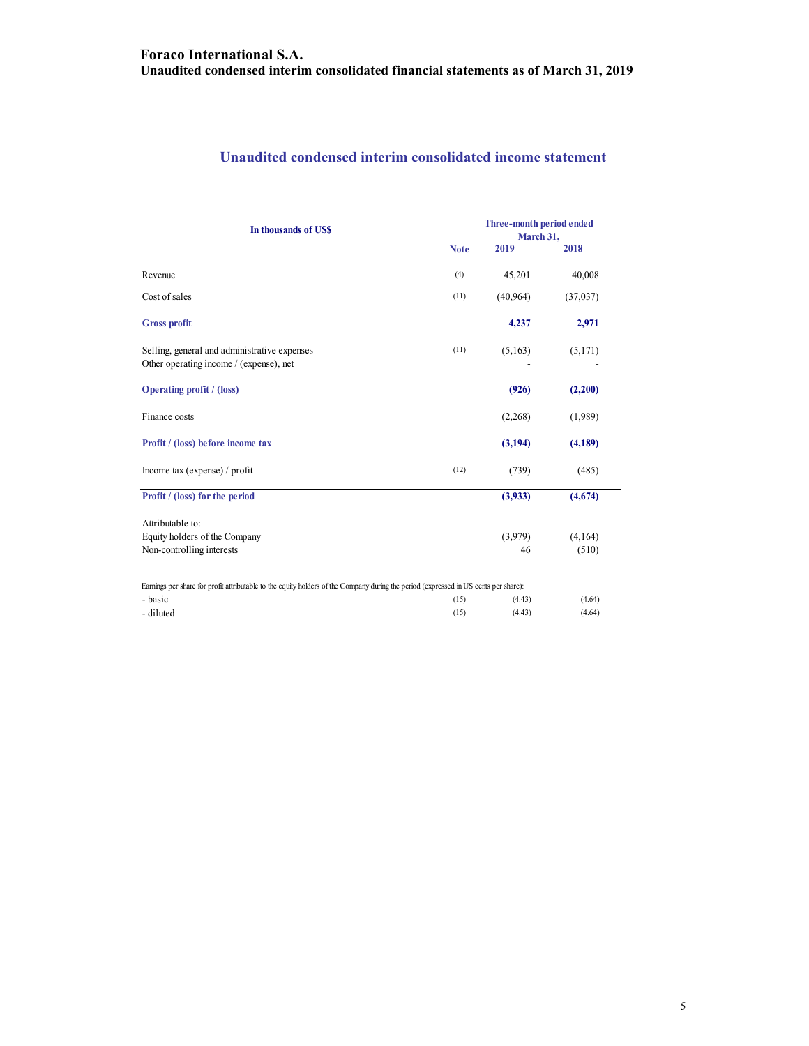## Unaudited condensed interim consolidated income statement

| In thousands of US$ | Note | Three-month period ended March 31, 2019 | 2018 |
|---|---|---|---|
| Revenue | (4) | 45,201 | 40,008 |
| Cost of sales | (11) | (40,964) | (37,037) |
| **Gross profit** | | **4,237** | **2,971** |
| Selling, general and administrative expenses | (11) | (5,163) | (5,171) |
| Other operating income / (expense), net | | - | - |
| **Operating profit / (loss)** | | **(926)** | **(2,200)** |
| Finance costs | | (2,268) | (1,989) |
| **Profit / (loss) before income tax** | | **(3,194)** | **(4,189)** |
| Income tax (expense) / profit | (12) | (739) | (485) |
| **Profit / (loss) for the period** | | **(3,933)** | **(4,674)** |
| Attributable to: | | | |
| Equity holders of the Company | | (3,979) | (4,164) |
| Non-controlling interests | | 46 | (510) |
| Earnings per share for profit attributable to the equity holders of the Company during the period (expressed in US cents per share): | | | |
| - basic | (15) | (4.43) | (4.64) |
| - diluted | (15) | (4.43) | (4.64) |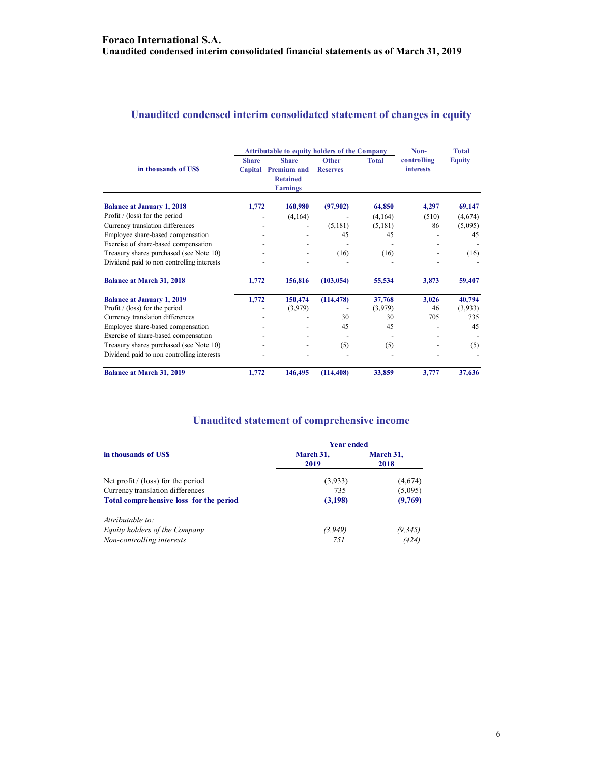# Foraco International S.A.
## Unaudited condensed interim consolidated financial statements as of March 31, 2019

## Unaudited condensed interim consolidated statement of changes in equity

| in thousands of US$ | Attributable to equity holders of the Company | | | | Non-controlling interests | Total Equity |
|---|---|---|---|---|---|---|
| | Share Capital | Share Premium and Retained Earnings | Other Reserves | Total | | |
| **Balance at January 1, 2018** | **1,772** | **160,980** | **(97,902)** | **64,850** | **4,297** | **69,147** |
| Profit / (loss) for the period | - | (4,164) | - | (4,164) | (510) | (4,674) |
| Currency translation differences | - | - | (5,181) | (5,181) | 86 | (5,095) |
| Employee share-based compensation | - | - | 45 | 45 | - | 45 |
| Exercise of share-based compensation | - | - | - | - | - | - |
| Treasury shares purchased (see Note 10) | - | - | (16) | (16) | - | (16) |
| Dividend paid to non controlling interests | - | - | - | - | - | - |
| **Balance at March 31, 2018** | **1,772** | **156,816** | **(103,054)** | **55,534** | **3,873** | **59,407** |
| **Balance at January 1, 2019** | **1,772** | **150,474** | **(114,478)** | **37,768** | **3,026** | **40,794** |
| Profit / (loss) for the period | - | (3,979) | - | (3,979) | 46 | (3,933) |
| Currency translation differences | - | - | 30 | 30 | 705 | 735 |
| Employee share-based compensation | - | - | 45 | 45 | - | 45 |
| Exercise of share-based compensation | - | - | - | - | - | - |
| Treasury shares purchased (see Note 10) | - | - | (5) | (5) | - | (5) |
| Dividend paid to non controlling interests | - | - | - | - | - | - |
| **Balance at March 31, 2019** | **1,772** | **146,495** | **(114,408)** | **33,859** | **3,777** | **37,636** |

## Unaudited statement of comprehensive income

| in thousands of US$ | Year ended | |
|---|---|---|
| | March 31, 2019 | March 31, 2018 |
| Net profit / (loss) for the period | (3,933) | (4,674) |
| Currency translation differences | 735 | (5,095) |
| **Total comprehensive loss for the period** | **(3,198)** | **(9,769)** |
| *Attributable to:* | | |
| *Equity holders of the Company* | *(3,949)* | *(9,345)* |
| *Non-controlling interests* | *751* | *(424)* |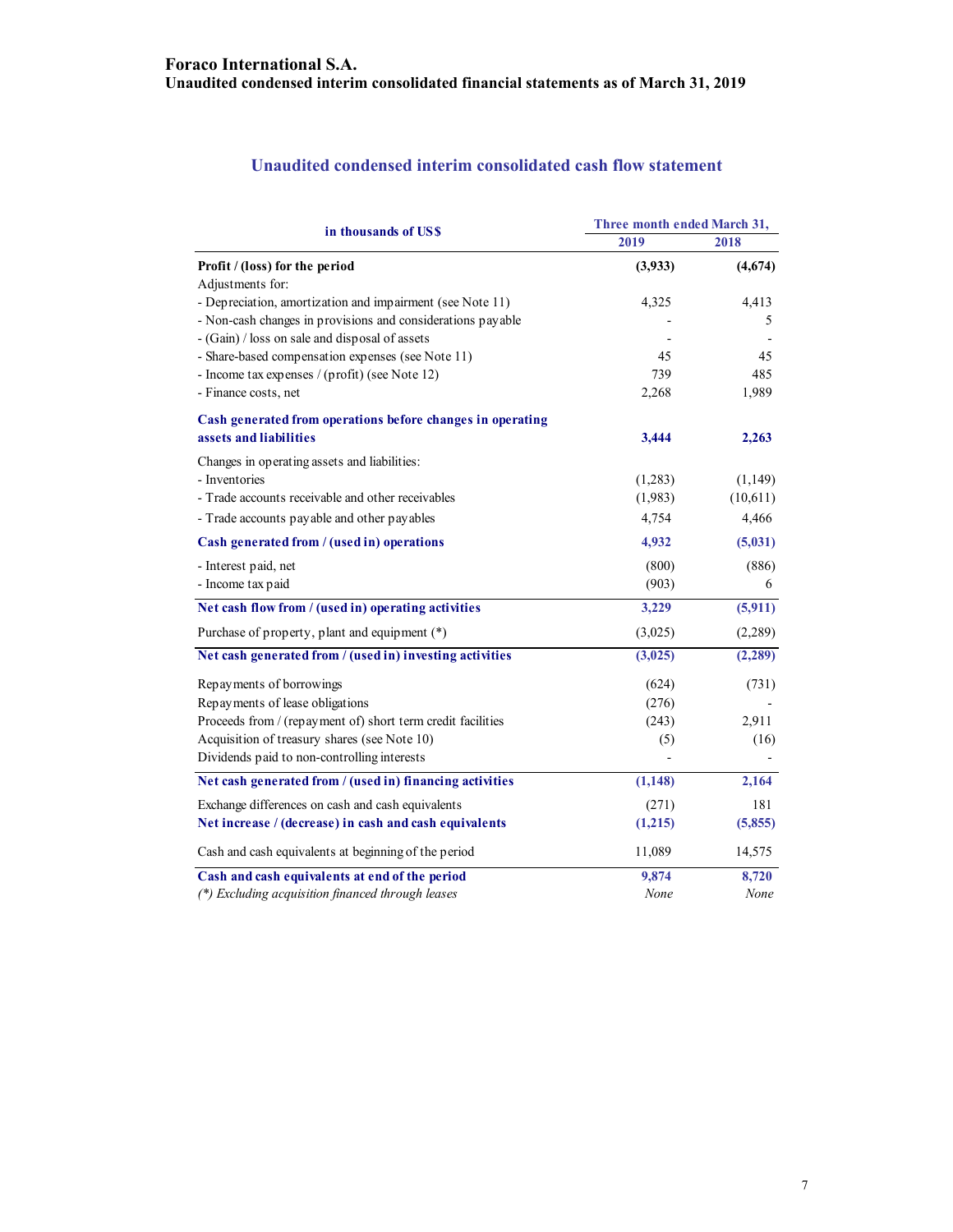**Foraco International S.A.**
**Unaudited condensed interim consolidated financial statements as of March 31, 2019**

## Unaudited condensed interim consolidated cash flow statement

| in thousands of US$ | Three month ended March 31, 2019 | Three month ended March 31, 2018 |
|---|---|---|
| **Profit / (loss) for the period** | **(3,933)** | **(4,674)** |
| Adjustments for: | | |
| - Depreciation, amortization and impairment (see Note 11) | 4,325 | 4,413 |
| - Non-cash changes in provisions and considerations payable | - | 5 |
| - (Gain) / loss on sale and disposal of assets | - | - |
| - Share-based compensation expenses (see Note 11) | 45 | 45 |
| - Income tax expenses / (profit) (see Note 12) | 739 | 485 |
| - Finance costs, net | 2,268 | 1,989 |
| **Cash generated from operations before changes in operating assets and liabilities** | **3,444** | **2,263** |
| Changes in operating assets and liabilities: | | |
| - Inventories | (1,283) | (1,149) |
| - Trade accounts receivable and other receivables | (1,983) | (10,611) |
| - Trade accounts payable and other payables | 4,754 | 4,466 |
| **Cash generated from / (used in) operations** | **4,932** | **(5,031)** |
| - Interest paid, net | (800) | (886) |
| - Income tax paid | (903) | 6 |
| **Net cash flow from / (used in) operating activities** | **3,229** | **(5,911)** |
| Purchase of property, plant and equipment (*) | (3,025) | (2,289) |
| **Net cash generated from / (used in) investing activities** | **(3,025)** | **(2,289)** |
| Repayments of borrowings | (624) | (731) |
| Repayments of lease obligations | (276) | - |
| Proceeds from / (repayment of) short term credit facilities | (243) | 2,911 |
| Acquisition of treasury shares (see Note 10) | (5) | (16) |
| Dividends paid to non-controlling interests | - | - |
| **Net cash generated from / (used in) financing activities** | **(1,148)** | **2,164** |
| Exchange differences on cash and cash equivalents | (271) | 181 |
| **Net increase / (decrease) in cash and cash equivalents** | **(1,215)** | **(5,855)** |
| Cash and cash equivalents at beginning of the period | 11,089 | 14,575 |
| **Cash and cash equivalents at end of the period** | **9,874** | **8,720** |
| *(*) Excluding acquisition financed through leases* | *None* | *None* |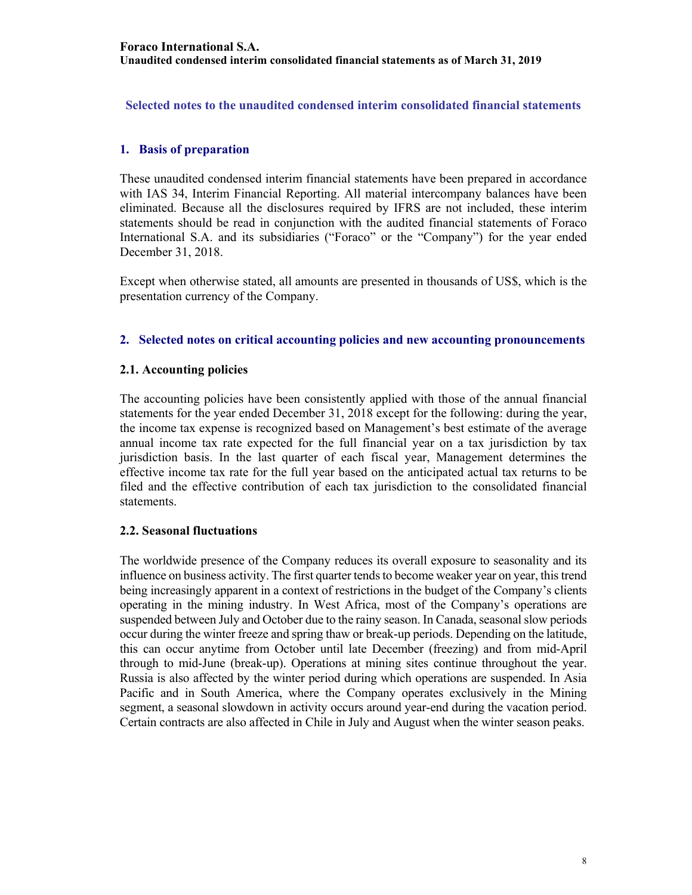**Foraco International S.A.**
**Unaudited condensed interim consolidated financial statements as of March 31, 2019**

# Selected notes to the unaudited condensed interim consolidated financial statements

## 1. Basis of preparation

These unaudited condensed interim financial statements have been prepared in accordance with IAS 34, Interim Financial Reporting. All material intercompany balances have been eliminated. Because all the disclosures required by IFRS are not included, these interim statements should be read in conjunction with the audited financial statements of Foraco International S.A. and its subsidiaries ("Foraco" or the "Company") for the year ended December 31, 2018.

Except when otherwise stated, all amounts are presented in thousands of US$, which is the presentation currency of the Company.

## 2. Selected notes on critical accounting policies and new accounting pronouncements

### 2.1. Accounting policies

The accounting policies have been consistently applied with those of the annual financial statements for the year ended December 31, 2018 except for the following: during the year, the income tax expense is recognized based on Management's best estimate of the average annual income tax rate expected for the full financial year on a tax jurisdiction by tax jurisdiction basis. In the last quarter of each fiscal year, Management determines the effective income tax rate for the full year based on the anticipated actual tax returns to be filed and the effective contribution of each tax jurisdiction to the consolidated financial statements.

### 2.2. Seasonal fluctuations

The worldwide presence of the Company reduces its overall exposure to seasonality and its influence on business activity. The first quarter tends to become weaker year on year, this trend being increasingly apparent in a context of restrictions in the budget of the Company's clients operating in the mining industry. In West Africa, most of the Company's operations are suspended between July and October due to the rainy season. In Canada, seasonal slow periods occur during the winter freeze and spring thaw or break-up periods. Depending on the latitude, this can occur anytime from October until late December (freezing) and from mid-April through to mid-June (break-up). Operations at mining sites continue throughout the year. Russia is also affected by the winter period during which operations are suspended. In Asia Pacific and in South America, where the Company operates exclusively in the Mining segment, a seasonal slowdown in activity occurs around year-end during the vacation period. Certain contracts are also affected in Chile in July and August when the winter season peaks.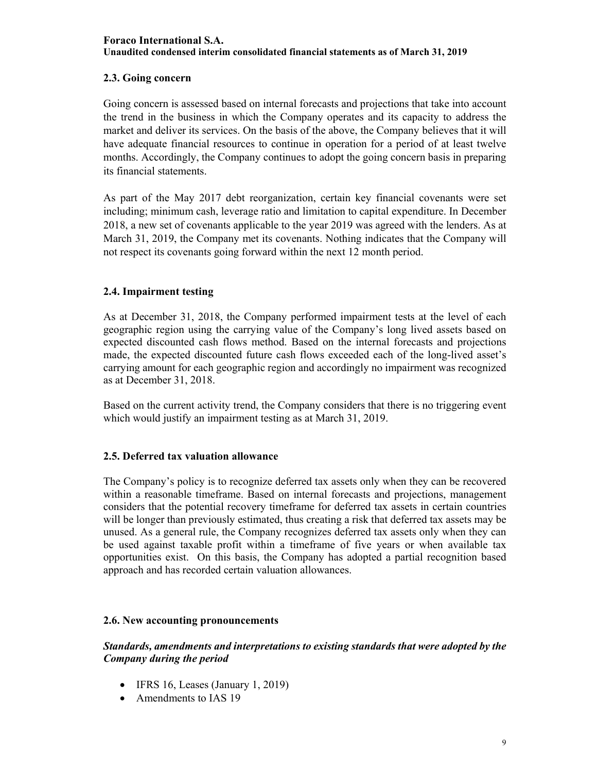## 2.3. Going concern

Going concern is assessed based on internal forecasts and projections that take into account the trend in the business in which the Company operates and its capacity to address the market and deliver its services. On the basis of the above, the Company believes that it will have adequate financial resources to continue in operation for a period of at least twelve months. Accordingly, the Company continues to adopt the going concern basis in preparing its financial statements.

As part of the May 2017 debt reorganization, certain key financial covenants were set including; minimum cash, leverage ratio and limitation to capital expenditure. In December 2018, a new set of covenants applicable to the year 2019 was agreed with the lenders. As at March 31, 2019, the Company met its covenants. Nothing indicates that the Company will not respect its covenants going forward within the next 12 month period.

## 2.4. Impairment testing

As at December 31, 2018, the Company performed impairment tests at the level of each geographic region using the carrying value of the Company's long lived assets based on expected discounted cash flows method. Based on the internal forecasts and projections made, the expected discounted future cash flows exceeded each of the long-lived asset's carrying amount for each geographic region and accordingly no impairment was recognized as at December 31, 2018.

Based on the current activity trend, the Company considers that there is no triggering event which would justify an impairment testing as at March 31, 2019.

## 2.5. Deferred tax valuation allowance

The Company's policy is to recognize deferred tax assets only when they can be recovered within a reasonable timeframe. Based on internal forecasts and projections, management considers that the potential recovery timeframe for deferred tax assets in certain countries will be longer than previously estimated, thus creating a risk that deferred tax assets may be unused. As a general rule, the Company recognizes deferred tax assets only when they can be used against taxable profit within a timeframe of five years or when available tax opportunities exist. On this basis, the Company has adopted a partial recognition based approach and has recorded certain valuation allowances.

## 2.6. New accounting pronouncements

***Standards, amendments and interpretations to existing standards that were adopted by the Company during the period***

- IFRS 16, Leases (January 1, 2019)
- Amendments to IAS 19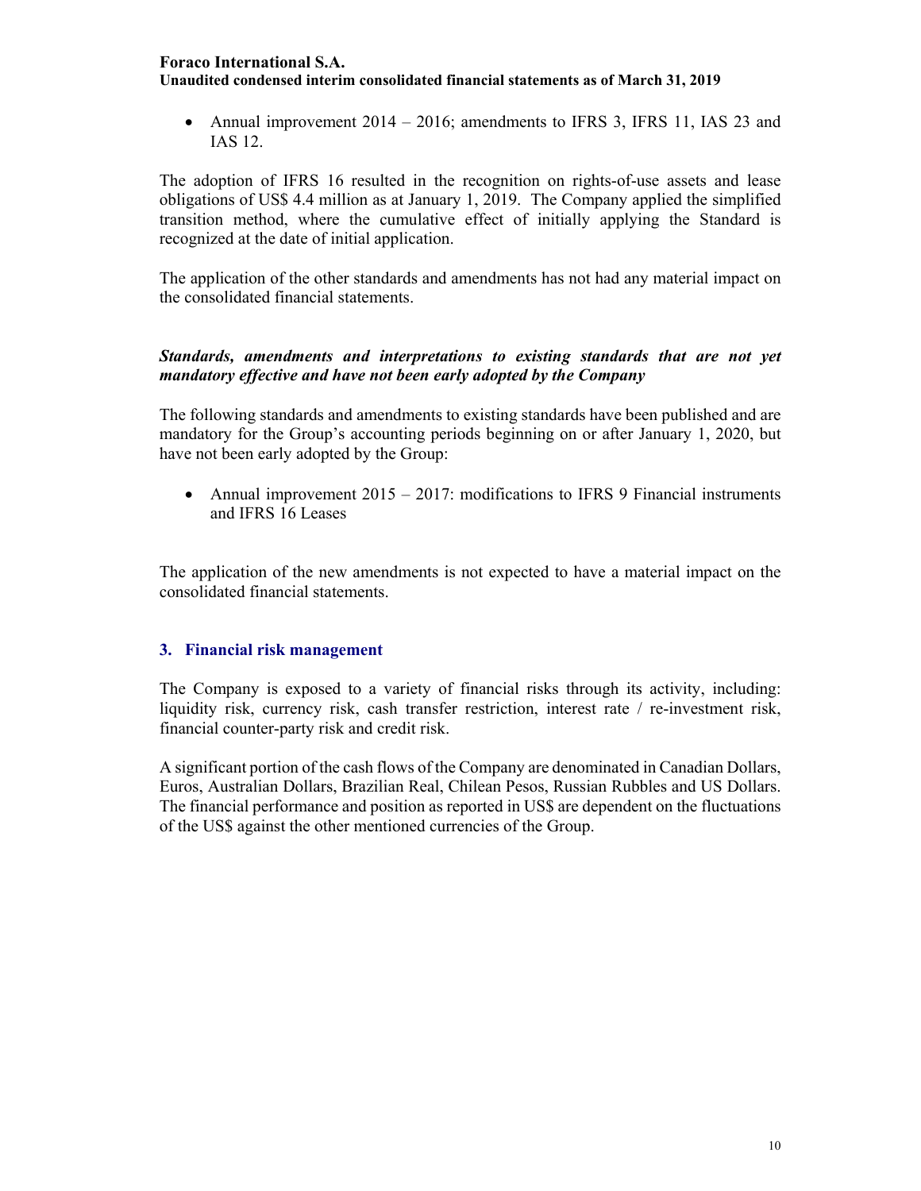- Annual improvement 2014 – 2016; amendments to IFRS 3, IFRS 11, IAS 23 and IAS 12.

The adoption of IFRS 16 resulted in the recognition on rights-of-use assets and lease obligations of US$ 4.4 million as at January 1, 2019. The Company applied the simplified transition method, where the cumulative effect of initially applying the Standard is recognized at the date of initial application.

The application of the other standards and amendments has not had any material impact on the consolidated financial statements.

***Standards, amendments and interpretations to existing standards that are not yet mandatory effective and have not been early adopted by the Company***

The following standards and amendments to existing standards have been published and are mandatory for the Group's accounting periods beginning on or after January 1, 2020, but have not been early adopted by the Group:

- Annual improvement 2015 – 2017: modifications to IFRS 9 Financial instruments and IFRS 16 Leases

The application of the new amendments is not expected to have a material impact on the consolidated financial statements.

## 3. Financial risk management

The Company is exposed to a variety of financial risks through its activity, including: liquidity risk, currency risk, cash transfer restriction, interest rate / re-investment risk, financial counter-party risk and credit risk.

A significant portion of the cash flows of the Company are denominated in Canadian Dollars, Euros, Australian Dollars, Brazilian Real, Chilean Pesos, Russian Rubbles and US Dollars. The financial performance and position as reported in US$ are dependent on the fluctuations of the US$ against the other mentioned currencies of the Group.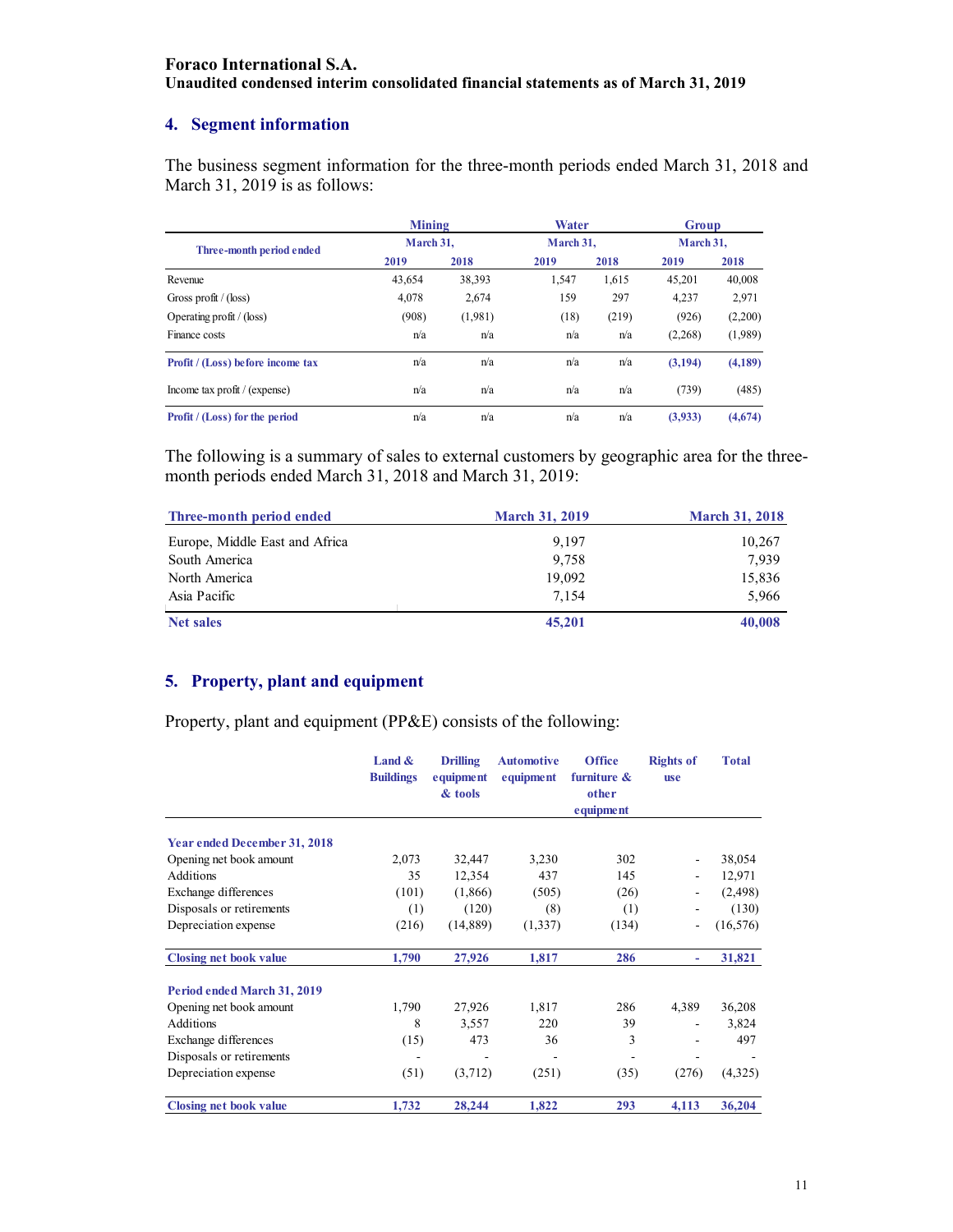**Foraco International S.A.**
**Unaudited condensed interim consolidated financial statements as of March 31, 2019**

## 4. Segment information

The business segment information for the three-month periods ended March 31, 2018 and March 31, 2019 is as follows:

| Three-month period ended | Mining | | Water | | Group | |
|---|---|---|---|---|---|---|
| | March 31, | | March 31, | | March 31, | |
| | 2019 | 2018 | 2019 | 2018 | 2019 | 2018 |
| Revenue | 43,654 | 38,393 | 1,547 | 1,615 | 45,201 | 40,008 |
| Gross profit / (loss) | 4,078 | 2,674 | 159 | 297 | 4,237 | 2,971 |
| Operating profit / (loss) | (908) | (1,981) | (18) | (219) | (926) | (2,200) |
| Finance costs | n/a | n/a | n/a | n/a | (2,268) | (1,989) |
| **Profit / (Loss) before income tax** | n/a | n/a | n/a | n/a | **(3,194)** | **(4,189)** |
| Income tax profit / (expense) | n/a | n/a | n/a | n/a | (739) | (485) |
| **Profit / (Loss) for the period** | n/a | n/a | n/a | n/a | **(3,933)** | **(4,674)** |

The following is a summary of sales to external customers by geographic area for the three-month periods ended March 31, 2018 and March 31, 2019:

| Three-month period ended | March 31, 2019 | March 31, 2018 |
|---|---|---|
| Europe, Middle East and Africa | 9,197 | 10,267 |
| South America | 9,758 | 7,939 |
| North America | 19,092 | 15,836 |
| Asia Pacific | 7,154 | 5,966 |
| **Net sales** | **45,201** | **40,008** |

## 5. Property, plant and equipment

Property, plant and equipment (PP&E) consists of the following:

| | Land & Buildings | Drilling equipment & tools | Automotive equipment | Office furniture & other equipment | Rights of use | Total |
|---|---|---|---|---|---|---|
| **Year ended December 31, 2018** | | | | | | |
| Opening net book amount | 2,073 | 32,447 | 3,230 | 302 | - | 38,054 |
| Additions | 35 | 12,354 | 437 | 145 | - | 12,971 |
| Exchange differences | (101) | (1,866) | (505) | (26) | - | (2,498) |
| Disposals or retirements | (1) | (120) | (8) | (1) | - | (130) |
| Depreciation expense | (216) | (14,889) | (1,337) | (134) | - | (16,576) |
| **Closing net book value** | **1,790** | **27,926** | **1,817** | **286** | **-** | **31,821** |
| **Period ended March 31, 2019** | | | | | | |
| Opening net book amount | 1,790 | 27,926 | 1,817 | 286 | 4,389 | 36,208 |
| Additions | 8 | 3,557 | 220 | 39 | - | 3,824 |
| Exchange differences | (15) | 473 | 36 | 3 | - | 497 |
| Disposals or retirements | - | - | - | - | - | - |
| Depreciation expense | (51) | (3,712) | (251) | (35) | (276) | (4,325) |
| **Closing net book value** | **1,732** | **28,244** | **1,822** | **293** | **4,113** | **36,204** |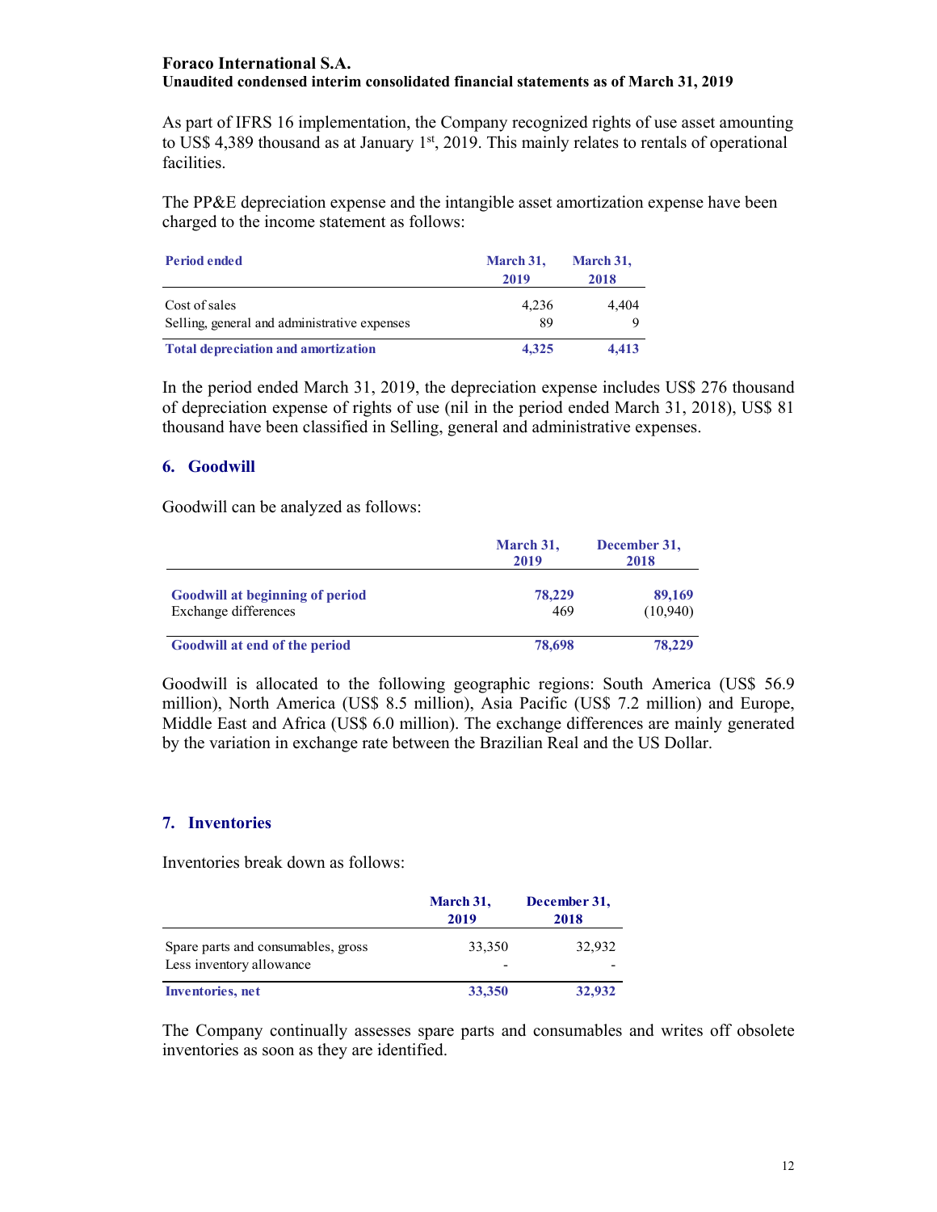As part of IFRS 16 implementation, the Company recognized rights of use asset amounting to US$ 4,389 thousand as at January 1st, 2019. This mainly relates to rentals of operational facilities.

The PP&E depreciation expense and the intangible asset amortization expense have been charged to the income statement as follows:

| Period ended | March 31, 2019 | March 31, 2018 |
|---|---|---|
| Cost of sales | 4,236 | 4,404 |
| Selling, general and administrative expenses | 89 | 9 |
| **Total depreciation and amortization** | **4,325** | **4,413** |

In the period ended March 31, 2019, the depreciation expense includes US$ 276 thousand of depreciation expense of rights of use (nil in the period ended March 31, 2018), US$ 81 thousand have been classified in Selling, general and administrative expenses.

## 6. Goodwill

Goodwill can be analyzed as follows:

| | March 31, 2019 | December 31, 2018 |
|---|---|---|
| **Goodwill at beginning of period** | **78,229** | **89,169** |
| Exchange differences | 469 | (10,940) |
| **Goodwill at end of the period** | **78,698** | **78,229** |

Goodwill is allocated to the following geographic regions: South America (US$ 56.9 million), North America (US$ 8.5 million), Asia Pacific (US$ 7.2 million) and Europe, Middle East and Africa (US$ 6.0 million). The exchange differences are mainly generated by the variation in exchange rate between the Brazilian Real and the US Dollar.

## 7. Inventories

Inventories break down as follows:

| | March 31, 2019 | December 31, 2018 |
|---|---|---|
| Spare parts and consumables, gross | 33,350 | 32,932 |
| Less inventory allowance | - | - |
| **Inventories, net** | **33,350** | **32,932** |

The Company continually assesses spare parts and consumables and writes off obsolete inventories as soon as they are identified.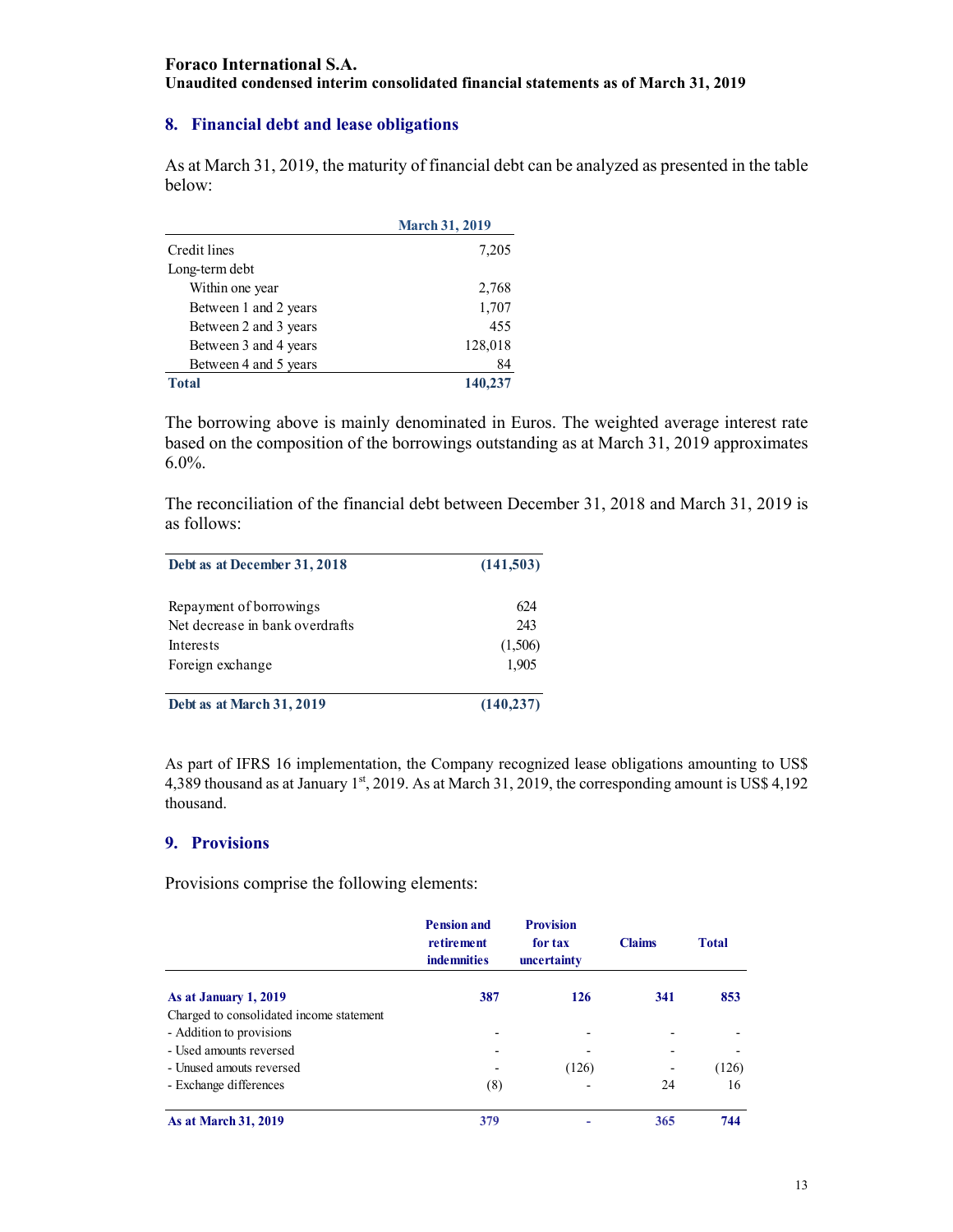## 8. Financial debt and lease obligations

As at March 31, 2019, the maturity of financial debt can be analyzed as presented in the table below:

| | March 31, 2019 |
|---|---|
| Credit lines | 7,205 |
| Long-term debt | |
| Within one year | 2,768 |
| Between 1 and 2 years | 1,707 |
| Between 2 and 3 years | 455 |
| Between 3 and 4 years | 128,018 |
| Between 4 and 5 years | 84 |
| **Total** | **140,237** |

The borrowing above is mainly denominated in Euros. The weighted average interest rate based on the composition of the borrowings outstanding as at March 31, 2019 approximates 6.0%.

The reconciliation of the financial debt between December 31, 2018 and March 31, 2019 is as follows:

| | |
|---|---|
| **Debt as at December 31, 2018** | **(141,503)** |
| Repayment of borrowings | 624 |
| Net decrease in bank overdrafts | 243 |
| Interests | (1,506) |
| Foreign exchange | 1,905 |
| **Debt as at March 31, 2019** | **(140,237)** |

As part of IFRS 16 implementation, the Company recognized lease obligations amounting to US$ 4,389 thousand as at January 1st, 2019. As at March 31, 2019, the corresponding amount is US$ 4,192 thousand.

## 9. Provisions

Provisions comprise the following elements:

| | Pension and retirement indemnities | Provision for tax uncertainty | Claims | Total |
|---|---|---|---|---|
| **As at January 1, 2019** | **387** | **126** | **341** | **853** |
| Charged to consolidated income statement | | | | |
| - Addition to provisions | - | - | - | - |
| - Used amounts reversed | - | - | - | - |
| - Unused amouts reversed | - | (126) | - | (126) |
| - Exchange differences | (8) | - | 24 | 16 |
| **As at March 31, 2019** | **379** | **-** | **365** | **744** |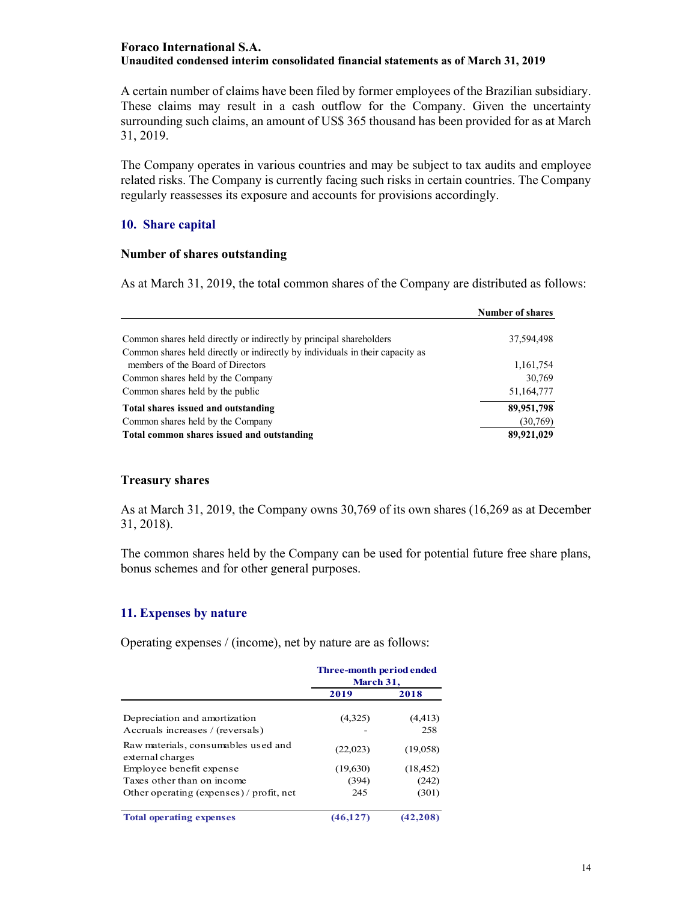A certain number of claims have been filed by former employees of the Brazilian subsidiary. These claims may result in a cash outflow for the Company. Given the uncertainty surrounding such claims, an amount of US$ 365 thousand has been provided for as at March 31, 2019.

The Company operates in various countries and may be subject to tax audits and employee related risks. The Company is currently facing such risks in certain countries. The Company regularly reassesses its exposure and accounts for provisions accordingly.

## 10. Share capital

### Number of shares outstanding

As at March 31, 2019, the total common shares of the Company are distributed as follows:

| | Number of shares |
|---|---|
| Common shares held directly or indirectly by principal shareholders | 37,594,498 |
| Common shares held directly or indirectly by individuals in their capacity as members of the Board of Directors | 1,161,754 |
| Common shares held by the Company | 30,769 |
| Common shares held by the public | 51,164,777 |
| **Total shares issued and outstanding** | **89,951,798** |
| Common shares held by the Company | (30,769) |
| **Total common shares issued and outstanding** | **89,921,029** |

### Treasury shares

As at March 31, 2019, the Company owns 30,769 of its own shares (16,269 as at December 31, 2018).

The common shares held by the Company can be used for potential future free share plans, bonus schemes and for other general purposes.

## 11. Expenses by nature

Operating expenses / (income), net by nature are as follows:

| | Three-month period ended March 31, | |
|---|---|---|
| | 2019 | 2018 |
| Depreciation and amortization | (4,325) | (4,413) |
| Accruals increases / (reversals) | - | 258 |
| Raw materials, consumables used and external charges | (22,023) | (19,058) |
| Employee benefit expense | (19,630) | (18,452) |
| Taxes other than on income | (394) | (242) |
| Other operating (expenses) / profit, net | 245 | (301) |
| **Total operating expenses** | **(46,127)** | **(42,208)** |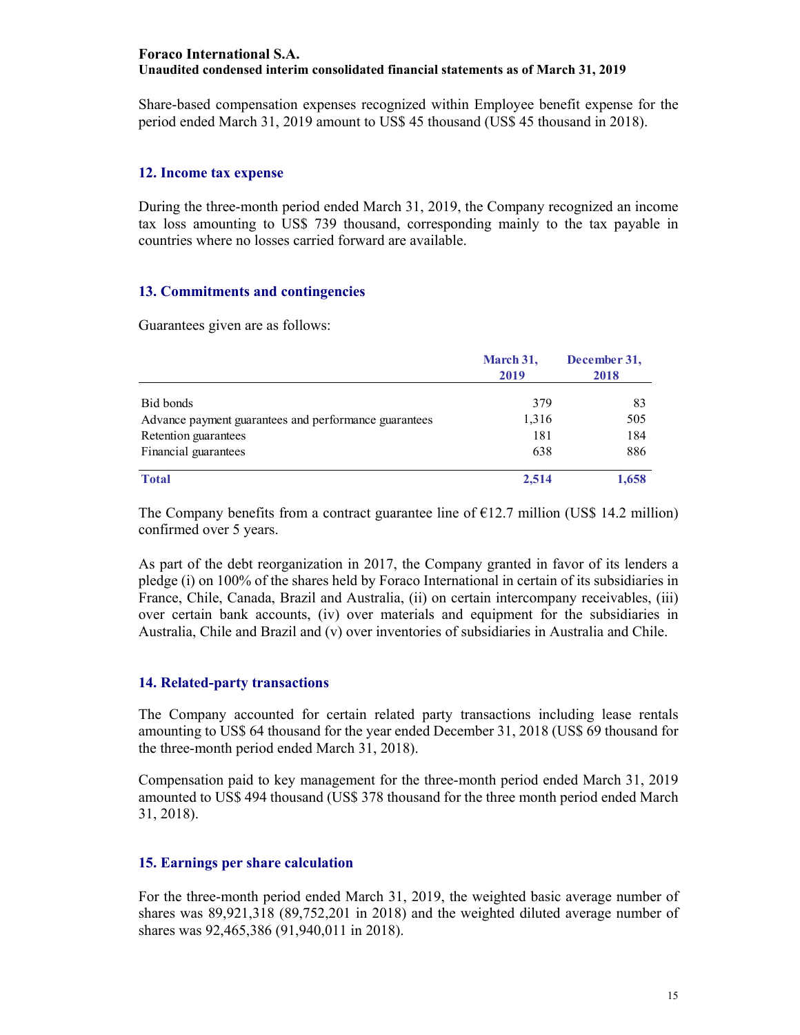Share-based compensation expenses recognized within Employee benefit expense for the period ended March 31, 2019 amount to US$ 45 thousand (US$ 45 thousand in 2018).

## 12. Income tax expense

During the three-month period ended March 31, 2019, the Company recognized an income tax loss amounting to US$ 739 thousand, corresponding mainly to the tax payable in countries where no losses carried forward are available.

## 13. Commitments and contingencies

Guarantees given are as follows:

| | March 31, 2019 | December 31, 2018 |
|---|---|---|
| Bid bonds | 379 | 83 |
| Advance payment guarantees and performance guarantees | 1,316 | 505 |
| Retention guarantees | 181 | 184 |
| Financial guarantees | 638 | 886 |
| **Total** | **2,514** | **1,658** |

The Company benefits from a contract guarantee line of €12.7 million (US$ 14.2 million) confirmed over 5 years.

As part of the debt reorganization in 2017, the Company granted in favor of its lenders a pledge (i) on 100% of the shares held by Foraco International in certain of its subsidiaries in France, Chile, Canada, Brazil and Australia, (ii) on certain intercompany receivables, (iii) over certain bank accounts, (iv) over materials and equipment for the subsidiaries in Australia, Chile and Brazil and (v) over inventories of subsidiaries in Australia and Chile.

## 14. Related-party transactions

The Company accounted for certain related party transactions including lease rentals amounting to US$ 64 thousand for the year ended December 31, 2018 (US$ 69 thousand for the three-month period ended March 31, 2018).

Compensation paid to key management for the three-month period ended March 31, 2019 amounted to US$ 494 thousand (US$ 378 thousand for the three month period ended March 31, 2018).

## 15. Earnings per share calculation

For the three-month period ended March 31, 2019, the weighted basic average number of shares was 89,921,318 (89,752,201 in 2018) and the weighted diluted average number of shares was 92,465,386 (91,940,011 in 2018).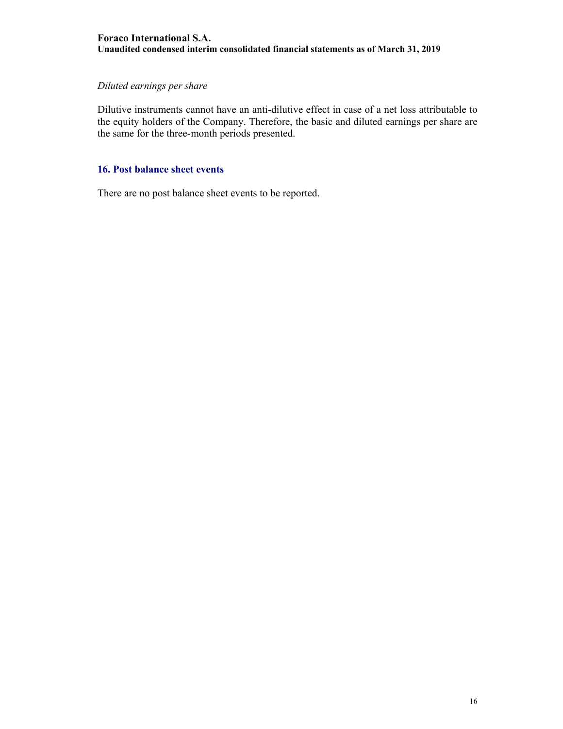*Diluted earnings per share*

Dilutive instruments cannot have an anti-dilutive effect in case of a net loss attributable to the equity holders of the Company. Therefore, the basic and diluted earnings per share are the same for the three-month periods presented.

## 16. Post balance sheet events

There are no post balance sheet events to be reported.